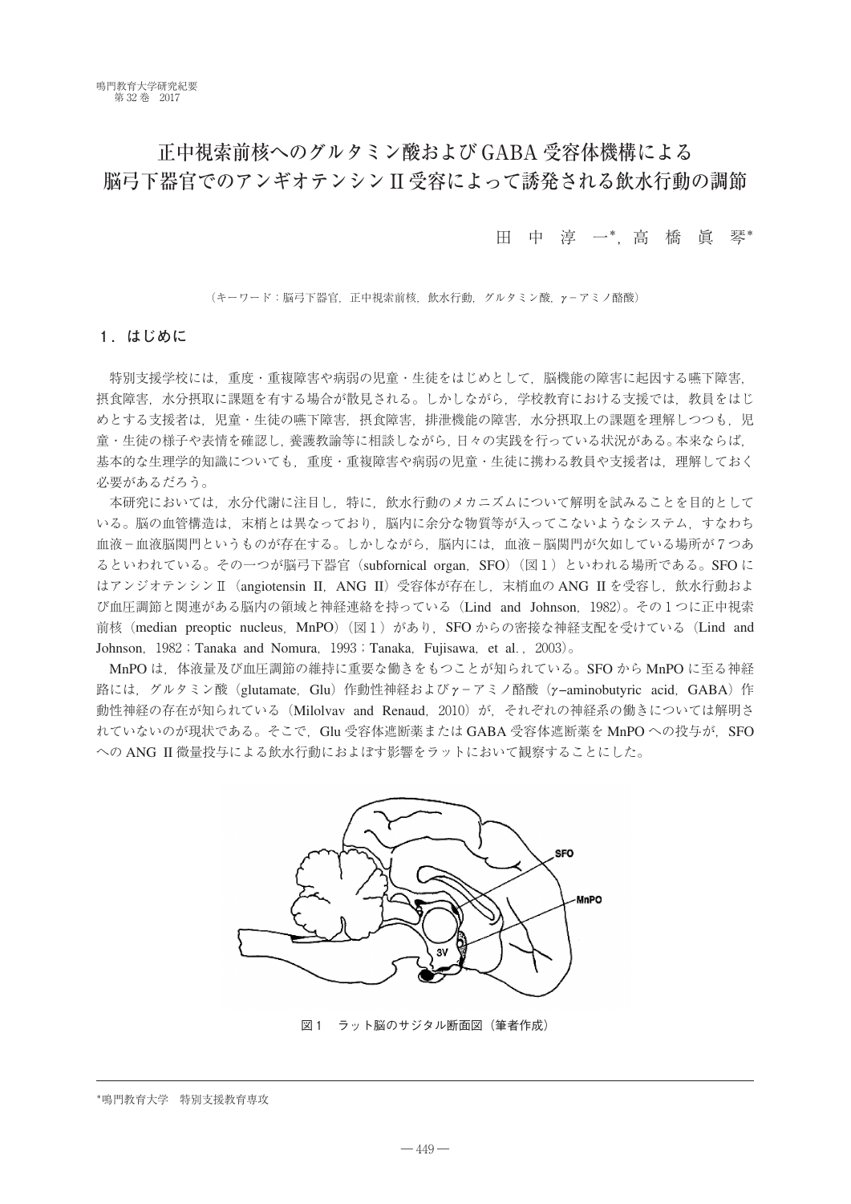# 正中視索前核へのグルタミン酸およびGABA受容体機構による脳弓下器官でのアンギオテンシンII受容によって誘発される飲水行動の調節

田 中 淳 一*，高 橋 眞 琴*

（キーワード：脳弓下器官，正中視索前核，飲水行動，グルタミン酸，γ－アミノ酪酸）

## １．はじめに

特別支援学校には，重度・重複障害や病弱の児童・生徒をはじめとして，脳機能の障害に起因する嚥下障害，摂食障害，水分摂取に課題を有する場合が散見される。しかしながら，学校教育における支援では，教員をはじめとする支援者は，児童・生徒の嚥下障害，摂食障害，排泄機能の障害，水分摂取上の課題を理解しつつも，児童・生徒の様子や表情を確認し，養護教諭等に相談しながら，日々の実践を行っている状況がある。本来ならば，基本的な生理学的知識についても，重度・重複障害や病弱の児童・生徒に携わる教員や支援者は，理解しておく必要があるだろう。

本研究においては，水分代謝に注目し，特に，飲水行動のメカニズムについて解明を試みることを目的としている。脳の血管構造は，末梢とは異なっており，脳内に余分な物質等が入ってこないようなシステム，すなわち血液－血液脳関門というものが存在する。しかしながら，脳内には，血液－脳関門が欠如している場所が７つあるといわれている。その一つが脳弓下器官（subfornical organ，SFO）（図１）といわれる場所である。SFOにはアンジオテンシンII（angiotensin II，ANG II）受容体が存在し，末梢血のANG IIを受容し，飲水行動および血圧調節と関連がある脳内の領域と神経連絡を持っている（Lind and Johnson，1982）。その１つに正中視索前核（median preoptic nucleus，MnPO）（図１）があり，SFOからの密接な神経支配を受けている（Lind and Johnson，1982；Tanaka and Nomura，1993；Tanaka，Fujisawa，et al.，2003）。

MnPOは，体液量及び血圧調節の維持に重要な働きをもつことが知られている。SFOからMnPOに至る神経路には，グルタミン酸（glutamate，Glu）作動性神経およびγ－アミノ酪酸（γ-aminobutyric acid，GABA）作動性神経の存在が知られている（Milolvav and Renaud，2010）が，それぞれの神経系の働きについては解明されていないのが現状である。そこで，Glu受容体遮断薬またはGABA受容体遮断薬をMnPOへの投与が，SFOへのANG II微量投与による飲水行動におよぼす影響をラットにおいて観察することにした。

図１　ラット脳のサジタル断面図（筆者作成）

*鳴門教育大学　特別支援教育専攻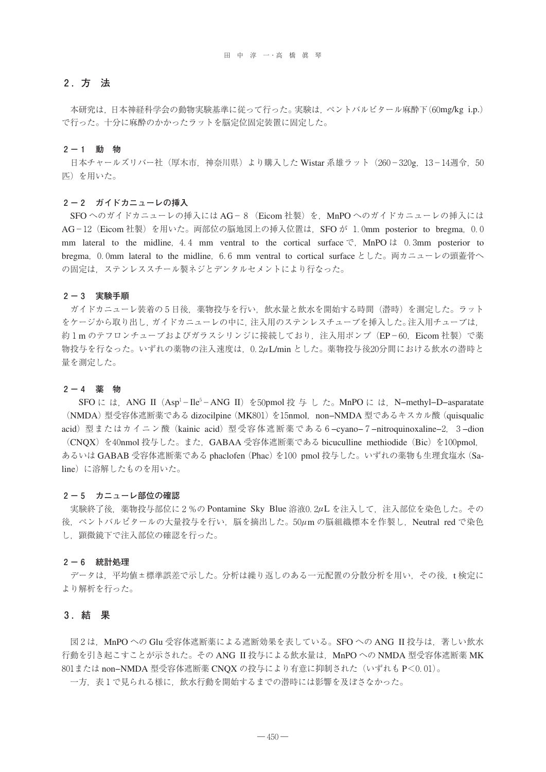## ２．方　法

本研究は，日本神経科学会の動物実験基準に従って行った。実験は，ペントバルビタール麻酔下（60mg/kg i.p.）で行った。十分に麻酔のかかったラットを脳定位固定装置に固定した。

### ２－１　動　物

日本チャールズリバー社（厚木市，神奈川県）より購入した Wistar 系雄ラット（260－320g，13－14週令，50匹）を用いた。

### ２－２　ガイドカニューレの挿入

SFO へのガイドカニューレの挿入には AG－８（Eicom 社製）を，MnPO へのガイドカニューレの挿入には AG－12（Eicom 社製）を用いた。両部位の脳地図上の挿入位置は，SFO が 1.0mm posterior to bregma, 0.0 mm lateral to the midline, 4.4 mm ventral to the cortical surface で，MnPO は 0.3mm posterior to bregma, 0.0mm lateral to the midline, 6.6 mm ventral to cortical surface とした。両カニューレの頭蓋骨への固定は，ステンレススチール製ネジとデンタルセメントにより行なった。

### ２－３　実験手順

ガイドカニューレ装着の５日後，薬物投与を行い，飲水量と飲水を開始する時間（潜時）を測定した。ラットをケージから取り出し，ガイドカニューレの中に，注入用のステンレスチューブを挿入した。注入用チューブは，約１m のテフロンチューブおよびガラスシリンジに接続しており，注入用ポンプ（EP－60，Eicom 社製）で薬物投与を行なった。いずれの薬物の注入速度は，0.2$\mu$L/min とした。薬物投与後20分間における飲水の潜時と量を測定した。

### ２－４　薬　物

SFO には，ANG II（Asp[1]－Ile[5]－ANG II）を50pmol 投与した。MnPO には，N–methyl–D–asparatate（NMDA）型受容体遮断薬である dizocilpine（MK801）を15nmol，non–NMDA 型であるキスカル酸（quisqualic acid）型またはカイニン酸（kainic acid）型受容体遮断薬である６–cyano–７–nitroquinoxaline–2, ３–dion（CNQX）を40nmol 投与した。また，GABAA 受容体遮断薬である bicuculline methiodide（Bic）を100pmol，あるいは GABAB 受容体遮断薬である phaclofen（Phac）を100 pmol 投与した。いずれの薬物も生理食塩水（Saline）に溶解したものを用いた。

### ２－５　カニューレ部位の確認

実験終了後，薬物投与部位に２％の Pontamine Sky Blue 溶液0.2$\mu$L を注入して，注入部位を染色した。その後，ペントバルビタールの大量投与を行い，脳を摘出した。50$\mu$m の脳組織標本を作製し，Neutral red で染色し，顕微鏡下で注入部位の確認を行った。

### ２－６　統計処理

データは，平均値±標準誤差で示した。分析は繰り返しのある一元配置の分散分析を用い，その後，t 検定により解析を行った。

## ３．結　果

図２は，MnPO への Glu 受容体遮断薬による遮断効果を表している。SFO への ANG II 投与は，著しい飲水行動を引き起こすことが示された。その ANG II 投与による飲水量は，MnPO への NMDA 型受容体遮断薬 MK801または non–NMDA 型受容体遮断薬 CNQX の投与により有意に抑制された（いずれも $P<0.01$）。

一方，表１で見られる様に，飲水行動を開始するまでの潜時には影響を及ぼさなかった。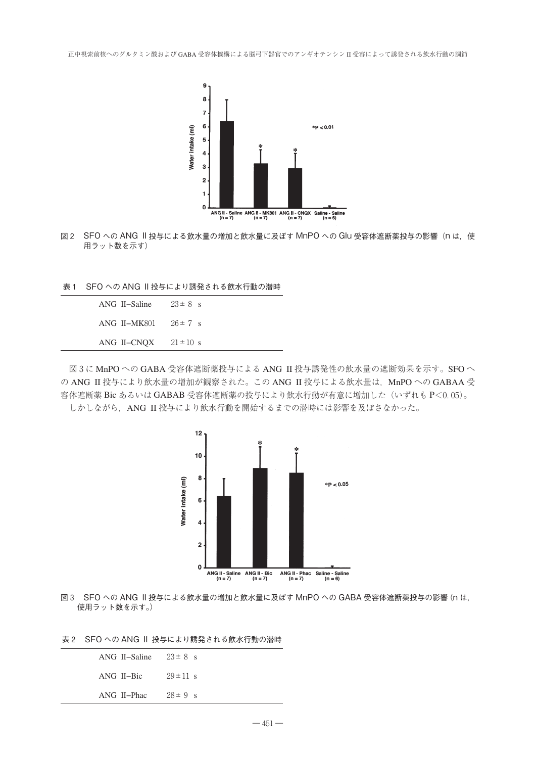図 2　SFO への ANG II 投与による飲水量の増加と飲水量に及ぼす MnPO への Glu 受容体遮断薬投与の影響（n は，使用ラット数を示す）

表 1　SFO への ANG II 投与により誘発される飲水行動の潜時

| | |
|---|---|
| ANG II–Saline | 23 ± 8 s |
| ANG II–MK801 | 26 ± 7 s |
| ANG II–CNQX | 21 ± 10 s |

図 3 に MnPO への GABA 受容体遮断薬投与による ANG II 投与誘発性の飲水量の遮断効果を示す。SFO への ANG II 投与により飲水量の増加が観察された。この ANG II 投与による飲水量は，MnPO への GABAA 受容体遮断薬 Bic あるいは GABAB 受容体遮断薬の投与により飲水行動が有意に増加した（いずれも $P<0.05$）。
しかしながら，ANG II 投与により飲水行動を開始するまでの潜時には影響を及ぼさなかった。

図 3　SFO への ANG II 投与による飲水量の増加と飲水量に及ぼす MnPO への GABA 受容体遮断薬投与の影響（n は，使用ラット数を示す。）

表 2　SFO への ANG II 投与により誘発される飲水行動の潜時

| | |
|---|---|
| ANG II–Saline | 23 ± 8 s |
| ANG II–Bic | 29 ± 11 s |
| ANG II–Phac | 28 ± 9 s |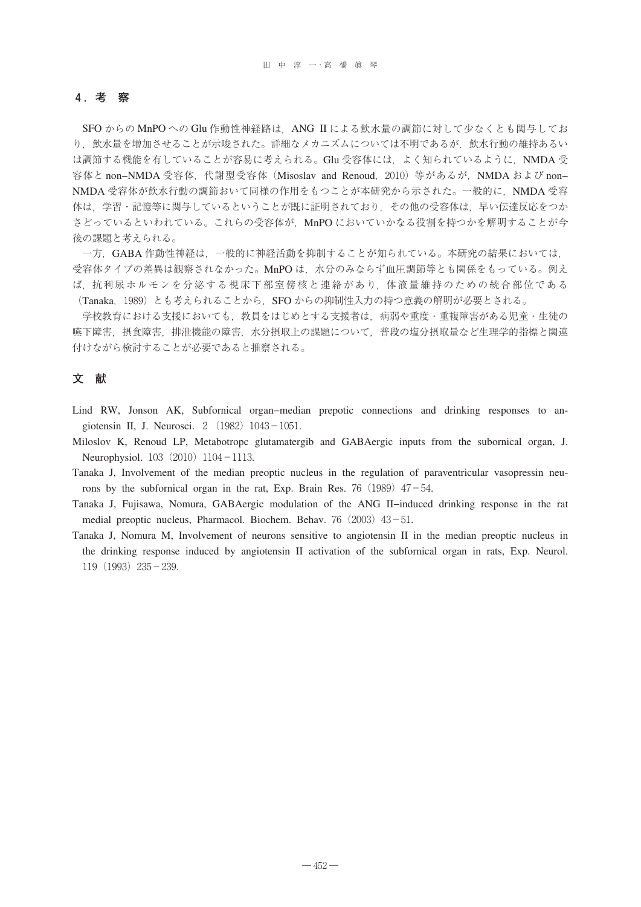## 4．考　察

SFO からの MnPO への Glu 作動性神経路は，ANG II による飲水量の調節に対して少なくとも関与しており，飲水量を増加させることが示唆された。詳細なメカニズムについては不明であるが，飲水行動の維持あるいは調節する機能を有していることが容易に考えられる。Glu 受容体には，よく知られているように，NMDA 受容体と non–NMDA 受容体，代謝型受容体（Misoslav and Renoud，2010）等があるが，NMDA および non–NMDA 受容体が飲水行動の調節おいて同様の作用をもつことが本研究から示された。一般的に，NMDA 受容体は，学習・記憶等に関与しているということが既に証明されており，その他の受容体は，早い伝達反応をつかさどっているといわれている。これらの受容体が，MnPO においていかなる役割を持つかを解明することが今後の課題と考えられる。

一方，GABA 作動性神経は，一般的に神経活動を抑制することが知られている。本研究の結果においては，受容体タイプの差異は観察されなかった。MnPO は，水分のみならず血圧調節等とも関係をもっている。例えば，抗利尿ホルモンを分泌する視床下部室傍核と連絡があり，体液量維持のための統合部位である（Tanaka，1989）とも考えられることから，SFO からの抑制性入力の持つ意義の解明が必要とされる。

学校教育における支援においても，教員をはじめとする支援者は，病弱や重度・重複障害がある児童・生徒の嚥下障害，摂食障害，排泄機能の障害，水分摂取上の課題について，普段の塩分摂取量など生理学的指標と関連付けながら検討することが必要であると推察される。

## 文　献

Lind RW, Jonson AK, Subfornical organ–median prepotic connections and drinking responses to angiotensin II, J. Neurosci. 2（1982）1043－1051.

Miloslov K, Renoud LP, Metabotropc glutamatergib and GABAergic inputs from the subornical organ, J. Neurophysiol. 103（2010）1104－1113.

Tanaka J, Involvement of the median preoptic nucleus in the regulation of paraventricular vasopressin neurons by the subfornical organ in the rat, Exp. Brain Res. 76（1989）47－54.

Tanaka J, Fujisawa, Nomura, GABAergic modulation of the ANG II–induced drinking response in the rat medial preoptic nucleus, Pharmacol. Biochem. Behav. 76（2003）43－51.

Tanaka J, Nomura M, Involvement of neurons sensitive to angiotensin II in the median preoptic nucleus in the drinking response induced by angiotensin II activation of the subfornical organ in rats, Exp. Neurol. 119（1993）235－239.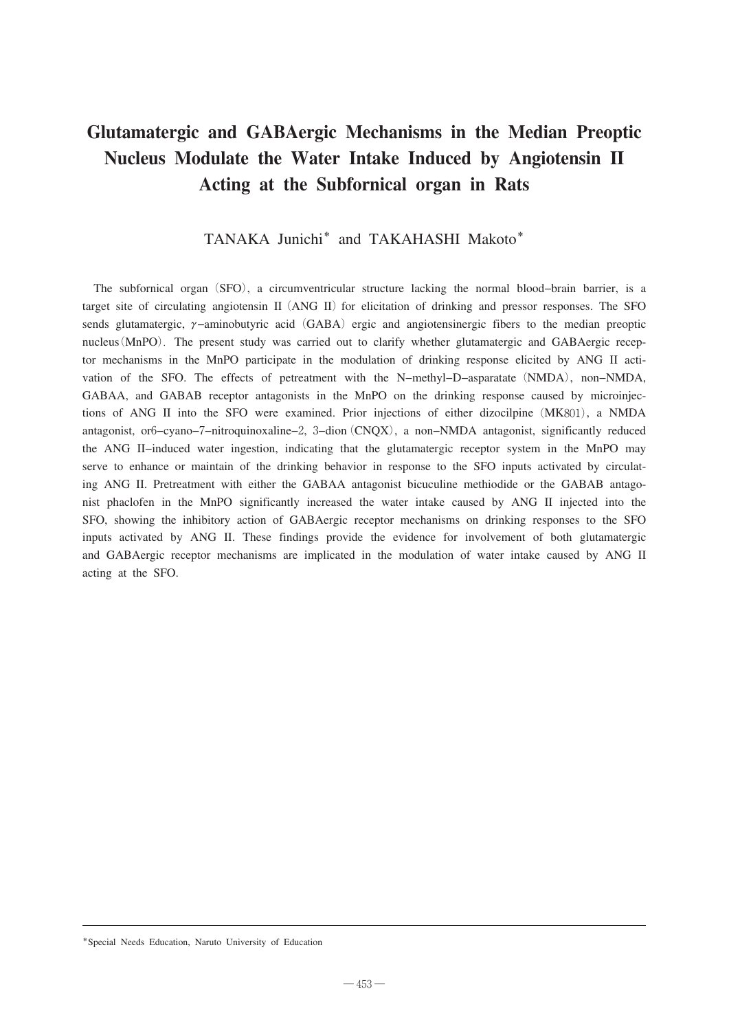# Glutamatergic and GABAergic Mechanisms in the Median Preoptic Nucleus Modulate the Water Intake Induced by Angiotensin II Acting at the Subfornical organ in Rats

TANAKA Junichi* and TAKAHASHI Makoto*

The subfornical organ (SFO), a circumventricular structure lacking the normal blood–brain barrier, is a target site of circulating angiotensin II (ANG II) for elicitation of drinking and pressor responses. The SFO sends glutamatergic, γ–aminobutyric acid (GABA) ergic and angiotensinergic fibers to the median preoptic nucleus (MnPO). The present study was carried out to clarify whether glutamatergic and GABAergic receptor mechanisms in the MnPO participate in the modulation of drinking response elicited by ANG II activation of the SFO. The effects of petreatment with the N–methyl–D–asparatate (NMDA), non–NMDA, GABAA, and GABAB receptor antagonists in the MnPO on the drinking response caused by microinjections of ANG II into the SFO were examined. Prior injections of either dizocilpine (MK801), a NMDA antagonist, or6–cyano–7–nitroquinoxaline–2, 3–dion (CNQX), a non–NMDA antagonist, significantly reduced the ANG II–induced water ingestion, indicating that the glutamatergic receptor system in the MnPO may serve to enhance or maintain of the drinking behavior in response to the SFO inputs activated by circulating ANG II. Pretreatment with either the GABAA antagonist bicuculine methiodide or the GABAB antagonist phaclofen in the MnPO significantly increased the water intake caused by ANG II injected into the SFO, showing the inhibitory action of GABAergic receptor mechanisms on drinking responses to the SFO inputs activated by ANG II. These findings provide the evidence for involvement of both glutamatergic and GABAergic receptor mechanisms are implicated in the modulation of water intake caused by ANG II acting at the SFO.

*Special Needs Education, Naruto University of Education